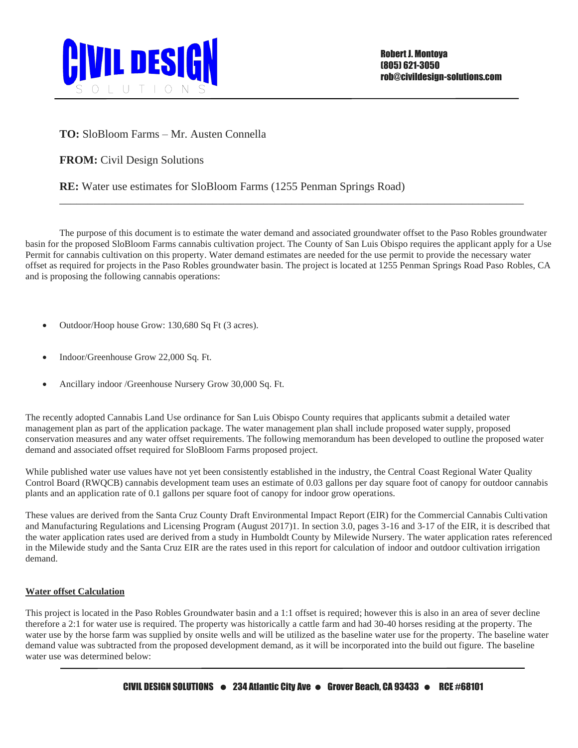**CIVIL DESIGN SOLUTIONS**

Robert J. Montoya
(805) 621-3050
rob@civildesign-solutions.com

**TO:** SloBloom Farms – Mr. Austen Connella

**FROM:** Civil Design Solutions

**RE:** Water use estimates for SloBloom Farms (1255 Penman Springs Road)

---

The purpose of this document is to estimate the water demand and associated groundwater offset to the Paso Robles groundwater basin for the proposed SloBloom Farms cannabis cultivation project. The County of San Luis Obispo requires the applicant apply for a Use Permit for cannabis cultivation on this property. Water demand estimates are needed for the use permit to provide the necessary water offset as required for projects in the Paso Robles groundwater basin. The project is located at 1255 Penman Springs Road Paso Robles, CA and is proposing the following cannabis operations:

- Outdoor/Hoop house Grow: 130,680 Sq Ft (3 acres).
- Indoor/Greenhouse Grow 22,000 Sq. Ft.
- Ancillary indoor /Greenhouse Nursery Grow 30,000 Sq. Ft.

The recently adopted Cannabis Land Use ordinance for San Luis Obispo County requires that applicants submit a detailed water management plan as part of the application package. The water management plan shall include proposed water supply, proposed conservation measures and any water offset requirements. The following memorandum has been developed to outline the proposed water demand and associated offset required for SloBloom Farms proposed project.

While published water use values have not yet been consistently established in the industry, the Central Coast Regional Water Quality Control Board (RWQCB) cannabis development team uses an estimate of 0.03 gallons per day square foot of canopy for outdoor cannabis plants and an application rate of 0.1 gallons per square foot of canopy for indoor grow operations.

These values are derived from the Santa Cruz County Draft Environmental Impact Report (EIR) for the Commercial Cannabis Cultivation and Manufacturing Regulations and Licensing Program (August 2017)1. In section 3.0, pages 3-16 and 3-17 of the EIR, it is described that the water application rates used are derived from a study in Humboldt County by Milewide Nursery. The water application rates referenced in the Milewide study and the Santa Cruz EIR are the rates used in this report for calculation of indoor and outdoor cultivation irrigation demand.

## Water offset Calculation

This project is located in the Paso Robles Groundwater basin and a 1:1 offset is required; however this is also in an area of sever decline therefore a 2:1 for water use is required. The property was historically a cattle farm and had 30-40 horses residing at the property. The water use by the horse farm was supplied by onsite wells and will be utilized as the baseline water use for the property. The baseline water demand value was subtracted from the proposed development demand, as it will be incorporated into the build out figure. The baseline water use was determined below: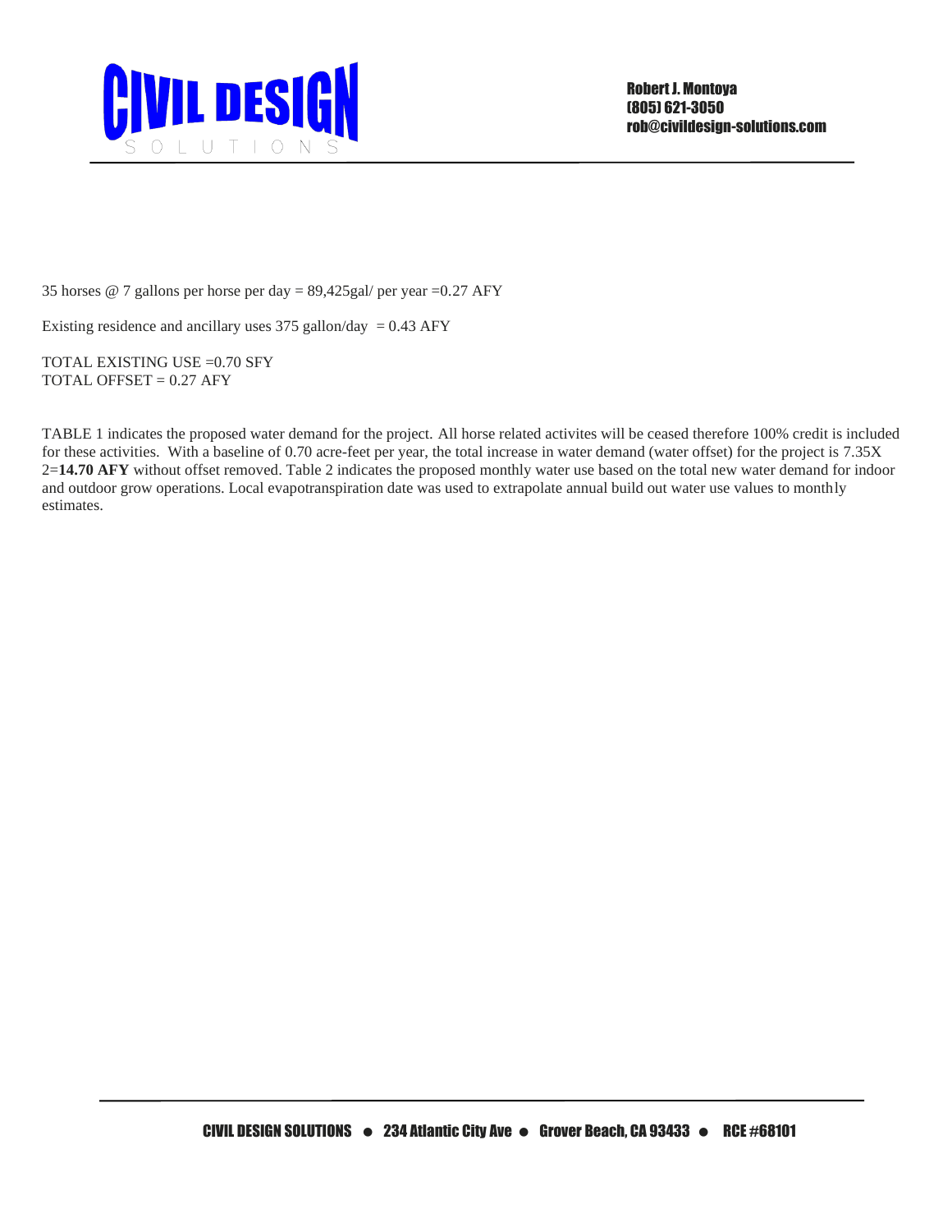35 horses @ 7 gallons per horse per day = 89,425gal/ per year =0.27 AFY

Existing residence and ancillary uses 375 gallon/day = 0.43 AFY

TOTAL EXISTING USE =0.70 SFY
TOTAL OFFSET = 0.27 AFY

TABLE 1 indicates the proposed water demand for the project. All horse related activites will be ceased therefore 100% credit is included for these activities. With a baseline of 0.70 acre-feet per year, the total increase in water demand (water offset) for the project is 7.35X 2=**14.70 AFY** without offset removed. Table 2 indicates the proposed monthly water use based on the total new water demand for indoor and outdoor grow operations. Local evapotranspiration date was used to extrapolate annual build out water use values to monthly estimates.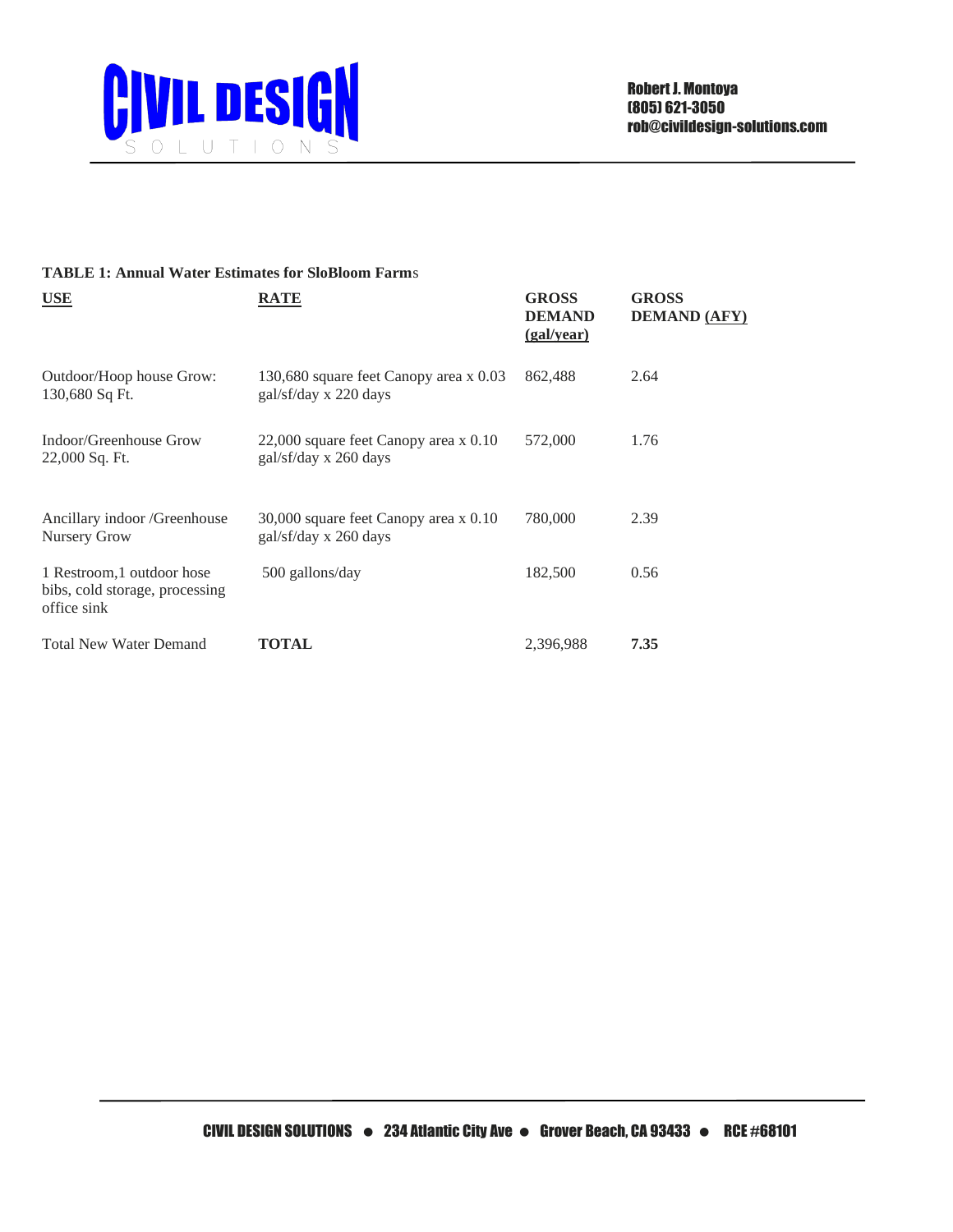**TABLE 1: Annual Water Estimates for SloBloom Farms**

| USE | RATE | GROSS DEMAND (gal/year) | GROSS DEMAND (AFY) |
|---|---|---|---|
| Outdoor/Hoop house Grow: 130,680 Sq Ft. | 130,680 square feet Canopy area x 0.03 gal/sf/day x 220 days | 862,488 | 2.64 |
| Indoor/Greenhouse Grow 22,000 Sq. Ft. | 22,000 square feet Canopy area x 0.10 gal/sf/day x 260 days | 572,000 | 1.76 |
| Ancillary indoor /Greenhouse Nursery Grow | 30,000 square feet Canopy area x 0.10 gal/sf/day x 260 days | 780,000 | 2.39 |
| 1 Restroom,1 outdoor hose bibs, cold storage, processing office sink | 500 gallons/day | 182,500 | 0.56 |
| Total New Water Demand | **TOTAL** | 2,396,988 | **7.35** |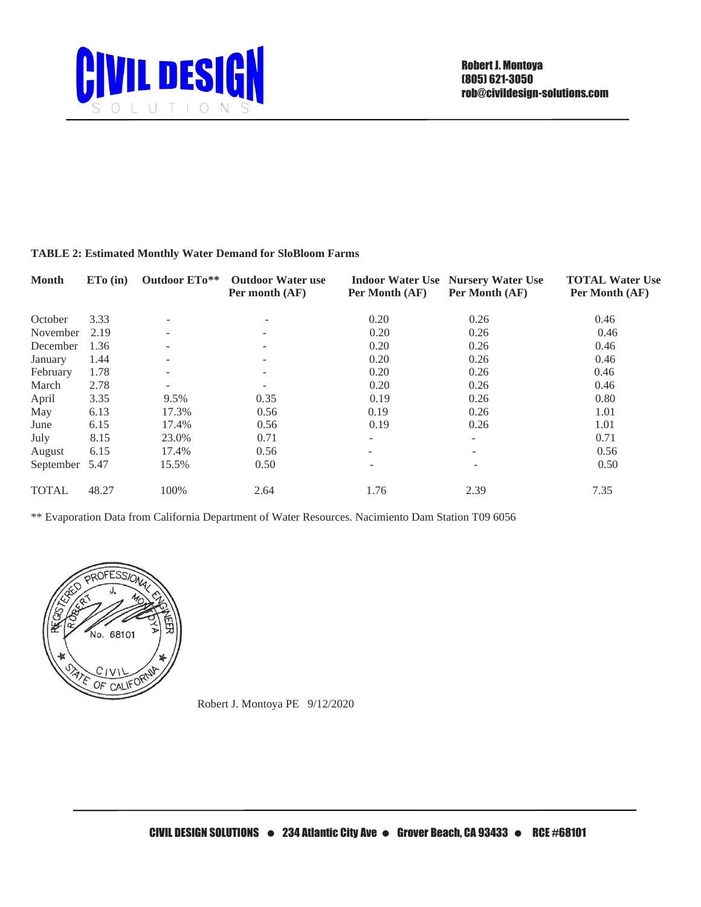**TABLE 2: Estimated Monthly Water Demand for SloBloom Farms**

| Month | ETo (in) | Outdoor ETo** | Outdoor Water use Per month (AF) | Indoor Water Use Per Month (AF) | Nursery Water Use Per Month (AF) | TOTAL Water Use Per Month (AF) |
|---|---|---|---|---|---|---|
| October | 3.33 | - | - | 0.20 | 0.26 | 0.46 |
| November | 2.19 | - | - | 0.20 | 0.26 | 0.46 |
| December | 1.36 | - | - | 0.20 | 0.26 | 0.46 |
| January | 1.44 | - | - | 0.20 | 0.26 | 0.46 |
| February | 1.78 | - | - | 0.20 | 0.26 | 0.46 |
| March | 2.78 | - | - | 0.20 | 0.26 | 0.46 |
| April | 3.35 | 9.5% | 0.35 | 0.19 | 0.26 | 0.80 |
| May | 6.13 | 17.3% | 0.56 | 0.19 | 0.26 | 1.01 |
| June | 6.15 | 17.4% | 0.56 | 0.19 | 0.26 | 1.01 |
| July | 8.15 | 23.0% | 0.71 | - | - | 0.71 |
| August | 6.15 | 17.4% | 0.56 | - | - | 0.56 |
| September | 5.47 | 15.5% | 0.50 | - | - | 0.50 |
| TOTAL | 48.27 | 100% | 2.64 | 1.76 | 2.39 | 7.35 |

** Evaporation Data from California Department of Water Resources. Nacimiento Dam Station T09 6056

REGISTERED PROFESSIONAL ENGINEER
ROBERT J. MONTOYA
No. 68101
CIVIL
STATE OF CALIFORNIA

Robert J. Montoya PE 9/12/2020